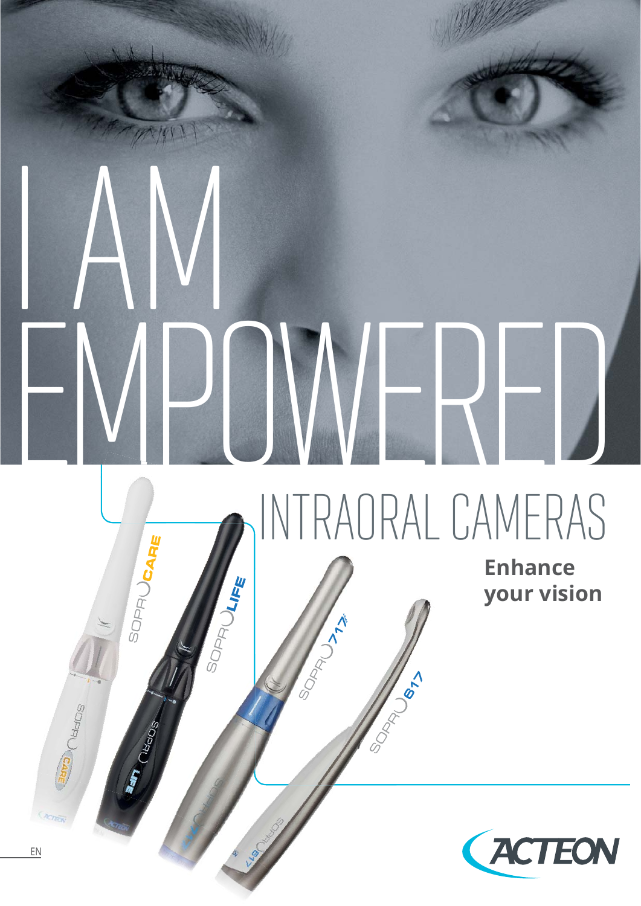# I AM EMPOWERED

## INTRAORAL CAMERAS

**Enhance your vision**

SOPRO CARE

SOPRO LIFE

SOPRO 717

SOPRO 617

ACTEON

EN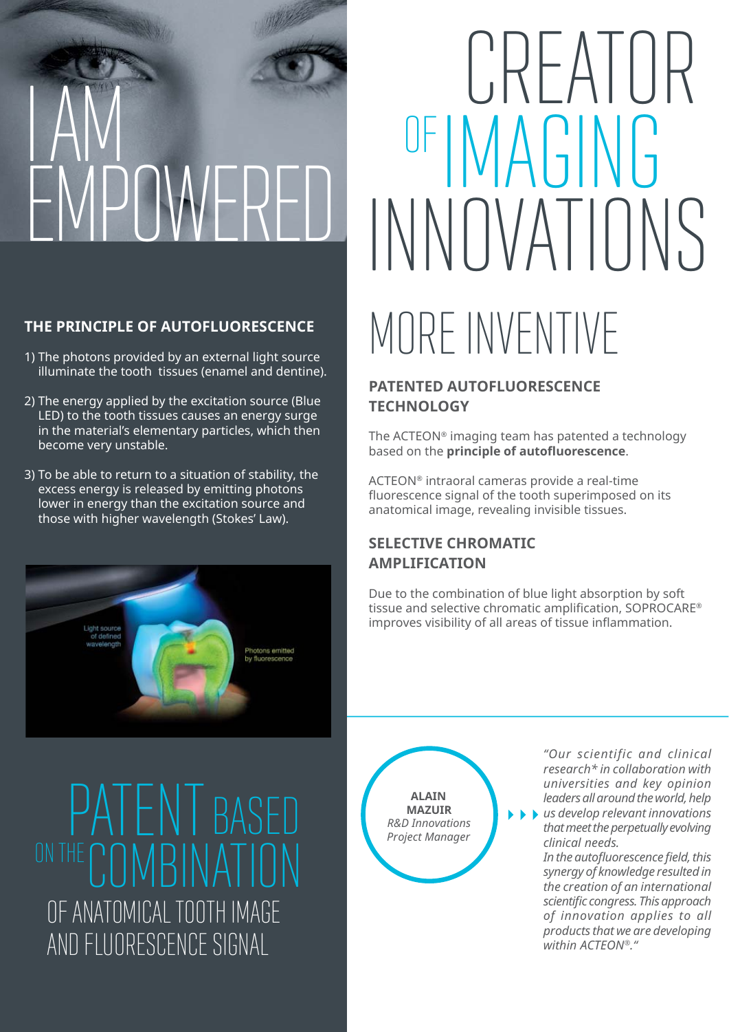# I AM EMPOWERED

### THE PRINCIPLE OF AUTOFLUORESCENCE

1) The photons provided by an external light source illuminate the tooth tissues (enamel and dentine).
2) The energy applied by the excitation source (Blue LED) to the tooth tissues causes an energy surge in the material's elementary particles, which then become very unstable.
3) To be able to return to a situation of stability, the excess energy is released by emitting photons lower in energy than the excitation source and those with higher wavelength (Stokes' Law).

Light source of defined wavelength

Photons emitted by fluorescence

## PATENT BASED ON THE COMBINATION OF ANATOMICAL TOOTH IMAGE AND FLUORESCENCE SIGNAL

# CREATOR OF IMAGING INNOVATIONS

## MORE INVENTIVE

### PATENTED AUTOFLUORESCENCE TECHNOLOGY

The ACTEON® imaging team has patented a technology based on the **principle of autofluorescence**.

ACTEON® intraoral cameras provide a real-time fluorescence signal of the tooth superimposed on its anatomical image, revealing invisible tissues.

### SELECTIVE CHROMATIC AMPLIFICATION

Due to the combination of blue light absorption by soft tissue and selective chromatic amplification, SOPROCARE® improves visibility of all areas of tissue inflammation.

**ALAIN MAZUIR**
*R&D Innovations Project Manager*

*"Our scientific and clinical research\* in collaboration with universities and key opinion leaders all around the world, help us develop relevant innovations that meet the perpetually evolving clinical needs.*
*In the autofluorescence field, this synergy of knowledge resulted in the creation of an international scientific congress. This approach of innovation applies to all products that we are developing within ACTEON®."*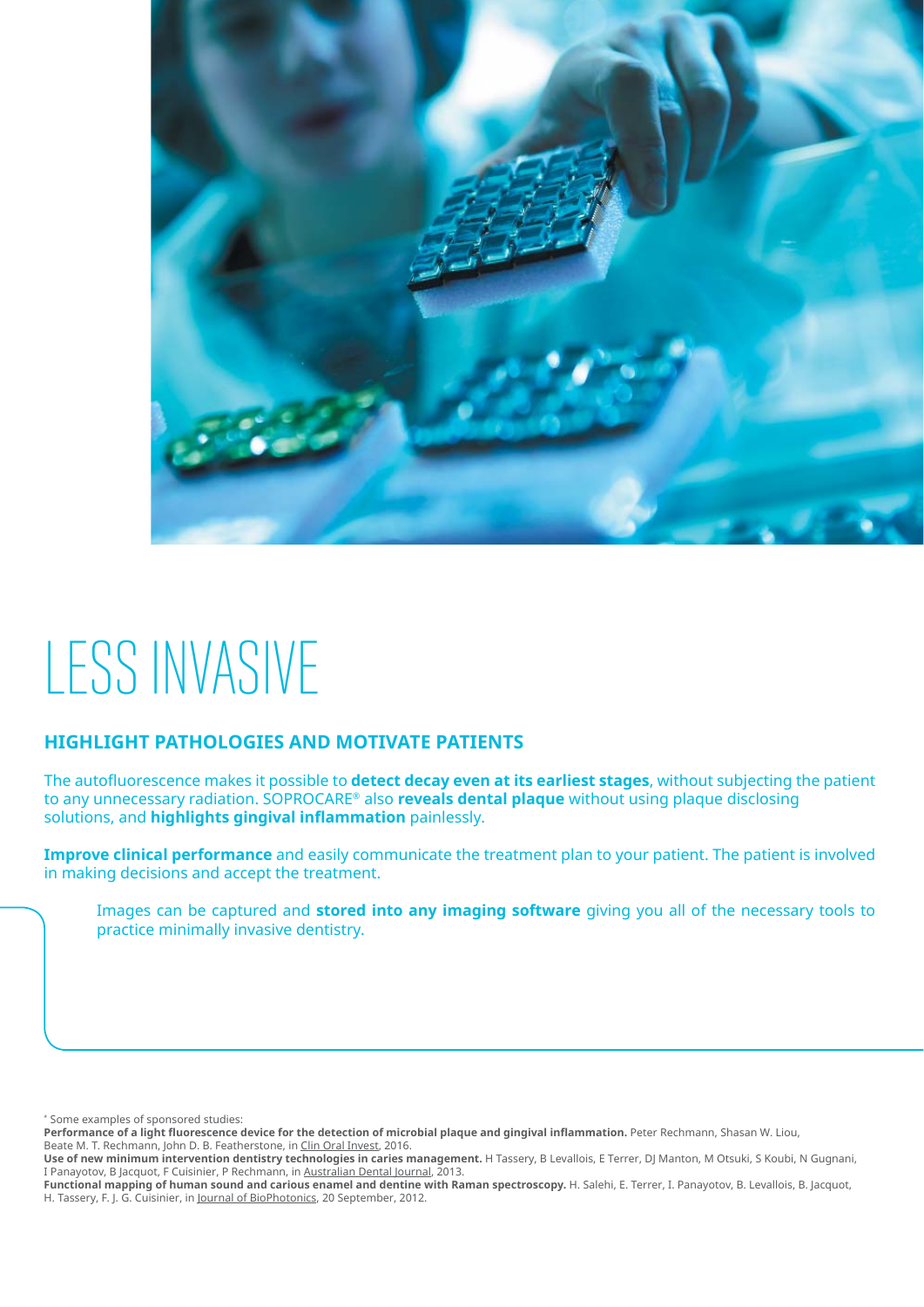# LESS INVASIVE

## HIGHLIGHT PATHOLOGIES AND MOTIVATE PATIENTS

The autofluorescence makes it possible to **detect decay even at its earliest stages**, without subjecting the patient to any unnecessary radiation. SOPROCARE® also **reveals dental plaque** without using plaque disclosing solutions, and **highlights gingival inflammation** painlessly.

**Improve clinical performance** and easily communicate the treatment plan to your patient. The patient is involved in making decisions and accept the treatment.

Images can be captured and **stored into any imaging software** giving you all of the necessary tools to practice minimally invasive dentistry.

* Some examples of sponsored studies:

**Performance of a light fluorescence device for the detection of microbial plaque and gingival inflammation.** Peter Rechmann, Shasan W. Liou, Beate M. T. Rechmann, John D. B. Featherstone, in Clin Oral Invest, 2016.

**Use of new minimum intervention dentistry technologies in caries management.** H Tassery, B Levallois, E Terrer, DJ Manton, M Otsuki, S Koubi, N Gugnani, I Panayotov, B Jacquot, F Cuisinier, P Rechmann, in Australian Dental Journal, 2013.

**Functional mapping of human sound and carious enamel and dentine with Raman spectroscopy.** H. Salehi, E. Terrer, I. Panayotov, B. Levallois, B. Jacquot, H. Tassery, F. J. G. Cuisinier, in Journal of BioPhotonics, 20 September, 2012.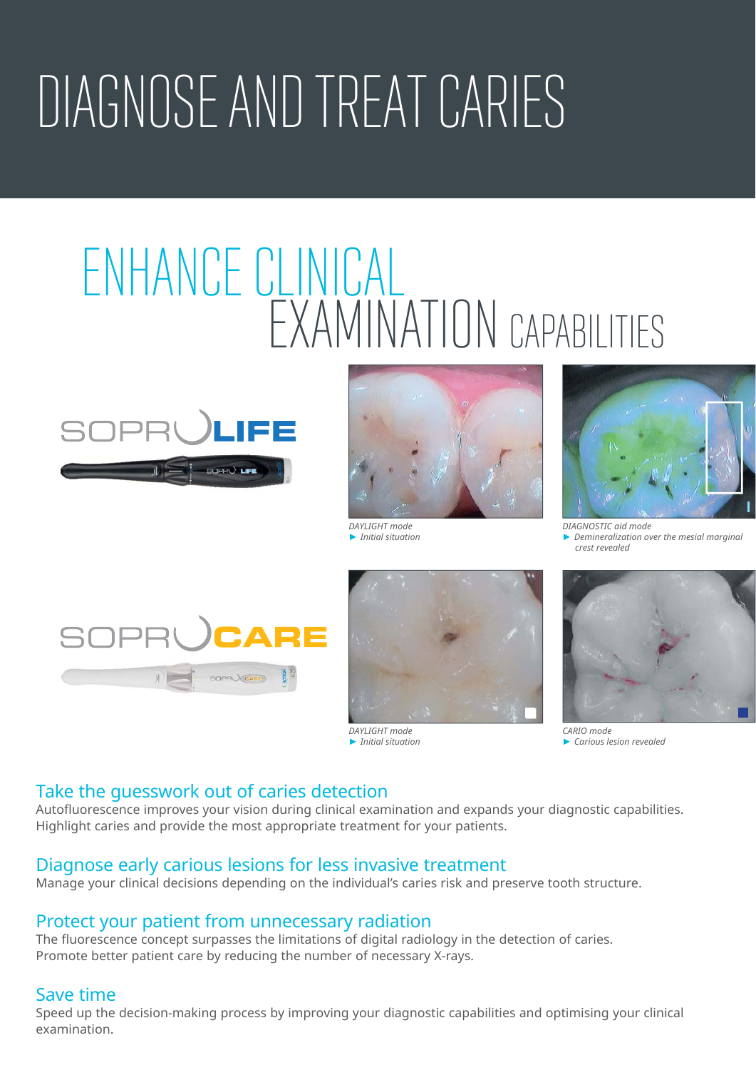# DIAGNOSE AND TREAT CARIES

## ENHANCE CLINICAL EXAMINATION CAPABILITIES

SOPROLIFE

*DAYLIGHT mode*
*► Initial situation*

*DIAGNOSTIC aid mode*
*► Demineralization over the mesial marginal crest revealed*

SOPROCARE

*DAYLIGHT mode*
*► Initial situation*

*CARIO mode*
*► Carious lesion revealed*

### Take the guesswork out of caries detection

Autofluorescence improves your vision during clinical examination and expands your diagnostic capabilities. Highlight caries and provide the most appropriate treatment for your patients.

### Diagnose early carious lesions for less invasive treatment

Manage your clinical decisions depending on the individual's caries risk and preserve tooth structure.

### Protect your patient from unnecessary radiation

The fluorescence concept surpasses the limitations of digital radiology in the detection of caries. Promote better patient care by reducing the number of necessary X-rays.

### Save time

Speed up the decision-making process by improving your diagnostic capabilities and optimising your clinical examination.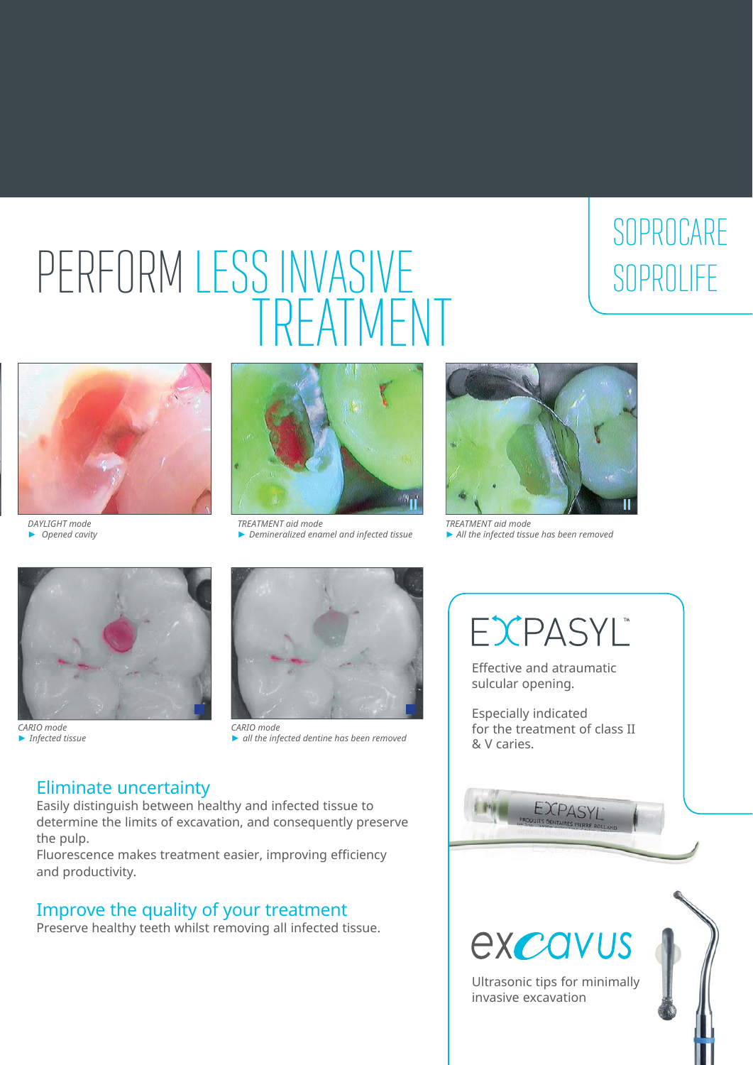# PERFORM LESS INVASIVE TREATMENT

SOPROCARE
SOPROLIFE

*DAYLIGHT mode*
► *Opened cavity*

*TREATMENT aid mode*
► *Demineralized enamel and infected tissue*

*TREATMENT aid mode*
► *All the infected tissue has been removed*

*CARIO mode*
► *Infected tissue*

*CARIO mode*
► *all the infected dentine has been removed*

## Eliminate uncertainty

Easily distinguish between healthy and infected tissue to determine the limits of excavation, and consequently preserve the pulp.
Fluorescence makes treatment easier, improving efficiency and productivity.

## Improve the quality of your treatment

Preserve healthy teeth whilst removing all infected tissue.

## EXPASYL™

Effective and atraumatic sulcular opening.

Especially indicated for the treatment of class II & V caries.

## excavus

Ultrasonic tips for minimally invasive excavation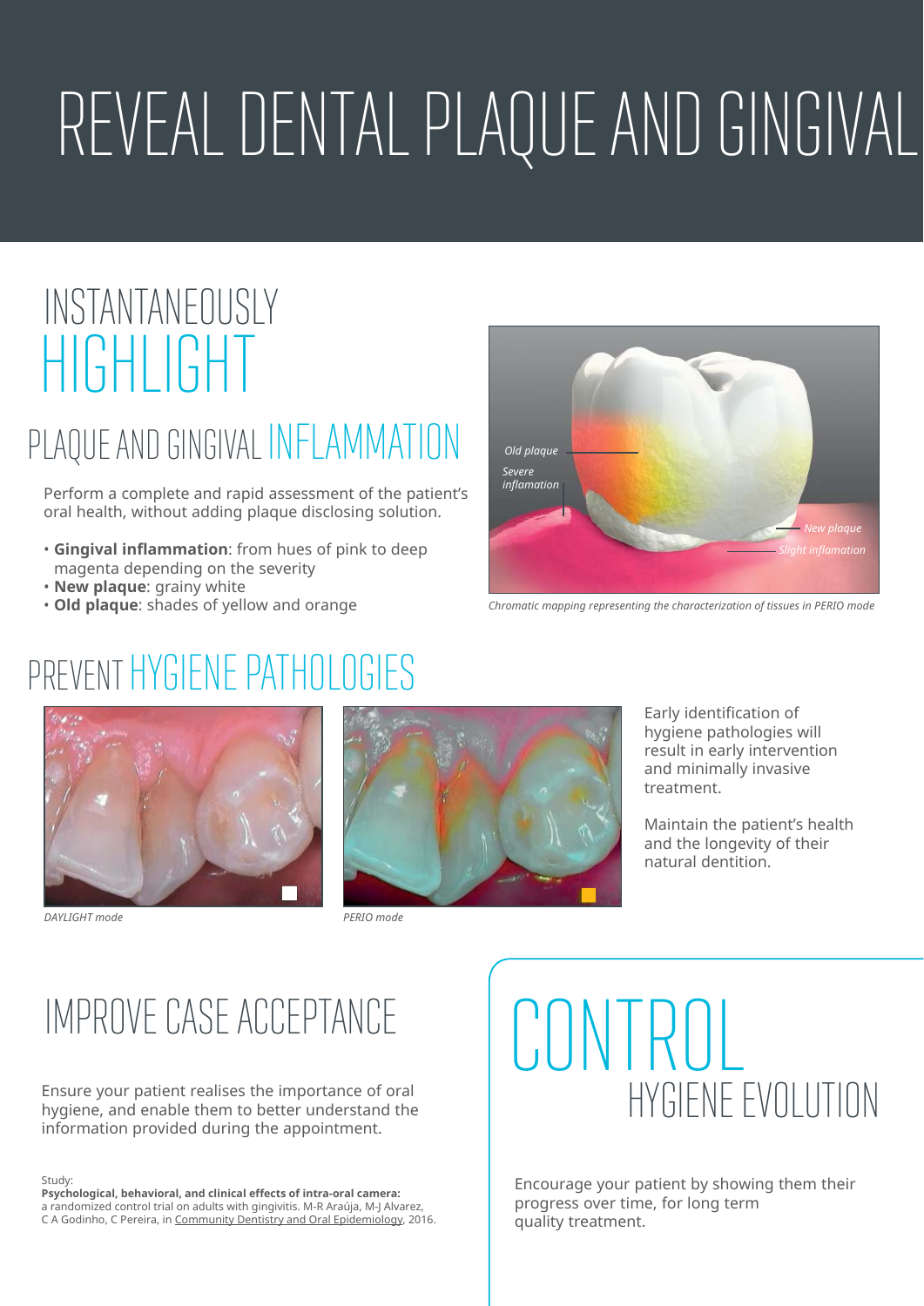# REVEAL DENTAL PLAQUE AND GINGIVAL

## INSTANTANEOUSLY HIGHLIGHT

## PLAQUE AND GINGIVAL INFLAMMATION

Perform a complete and rapid assessment of the patient's oral health, without adding plaque disclosing solution.

- **Gingival inflammation**: from hues of pink to deep magenta depending on the severity
- **New plaque**: grainy white
- **Old plaque**: shades of yellow and orange

Old plaque

Severe inflamation

New plaque

Slight inflamation

*Chromatic mapping representing the characterization of tissues in PERIO mode*

## PREVENT HYGIENE PATHOLOGIES

*DAYLIGHT mode*

*PERIO mode*

Early identification of hygiene pathologies will result in early intervention and minimally invasive treatment.

Maintain the patient's health and the longevity of their natural dentition.

## IMPROVE CASE ACCEPTANCE

Ensure your patient realises the importance of oral hygiene, and enable them to better understand the information provided during the appointment.

Study:
**Psychological, behavioral, and clinical effects of intra-oral camera:**
a randomized control trial on adults with gingivitis. M-R Araúja, M-J Alvarez, C A Godinho, C Pereira, in Community Dentistry and Oral Epidemiology, 2016.

## CONTROL HYGIENE EVOLUTION

Encourage your patient by showing them their progress over time, for long term quality treatment.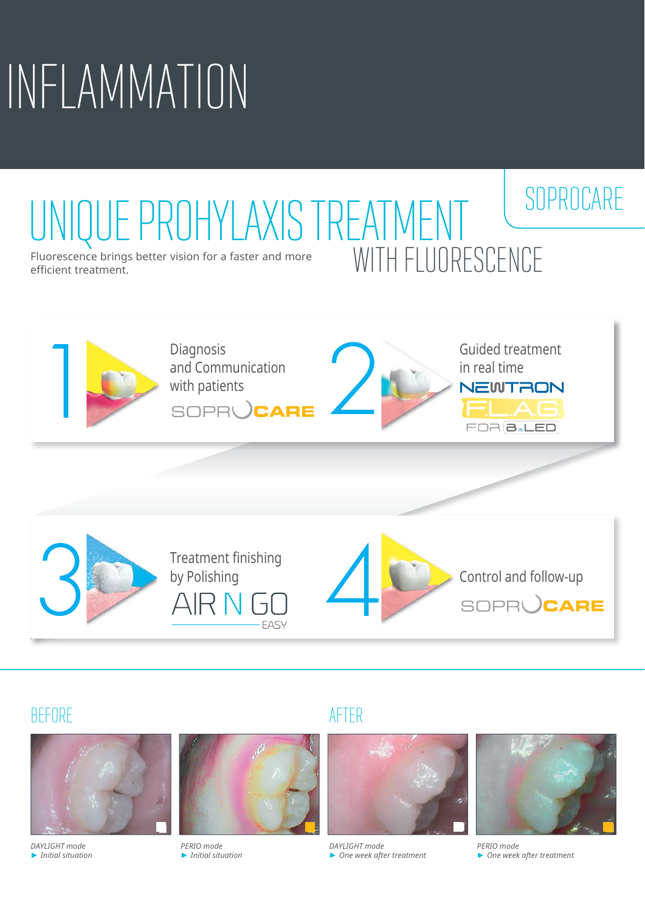# INFLAMMATION

SOPROCARE

## UNIQUE PROHYLAXIS TREATMENT WITH FLUORESCENCE

Fluorescence brings better vision for a faster and more efficient treatment.

1 Diagnosis and Communication with patients
SOPROCARE

2 Guided treatment in real time
NEWTRON F.L.A.G. FOR B.LED

3 Treatment finishing by Polishing
AIR N GO EASY

4 Control and follow-up
SOPROCARE

### BEFORE

*DAYLIGHT mode*
*► Initial situation*

*PERIO mode*
*► Initial situation*

### AFTER

*DAYLIGHT mode*
*► One week after treatment*

*PERIO mode*
*► One week after treatment*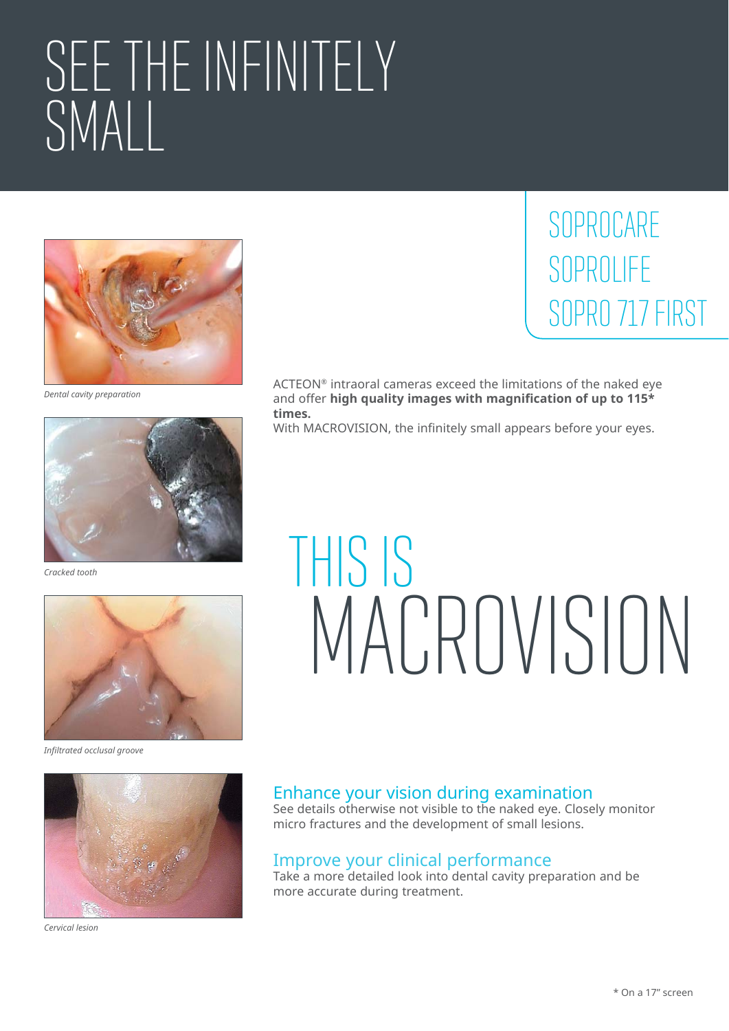# SEE THE INFINITELY SMALL

## SOPROCARE
## SOPROLIFE
## SOPRO 717 FIRST

*Dental cavity preparation*

*Cracked tooth*

*Infiltrated occlusal groove*

*Cervical lesion*

ACTEON® intraoral cameras exceed the limitations of the naked eye and offer **high quality images with magnification of up to 115* times.**
With MACROVISION, the infinitely small appears before your eyes.

# THIS IS MACROVISION

### Enhance your vision during examination

See details otherwise not visible to the naked eye. Closely monitor micro fractures and the development of small lesions.

### Improve your clinical performance

Take a more detailed look into dental cavity preparation and be more accurate during treatment.

* On a 17" screen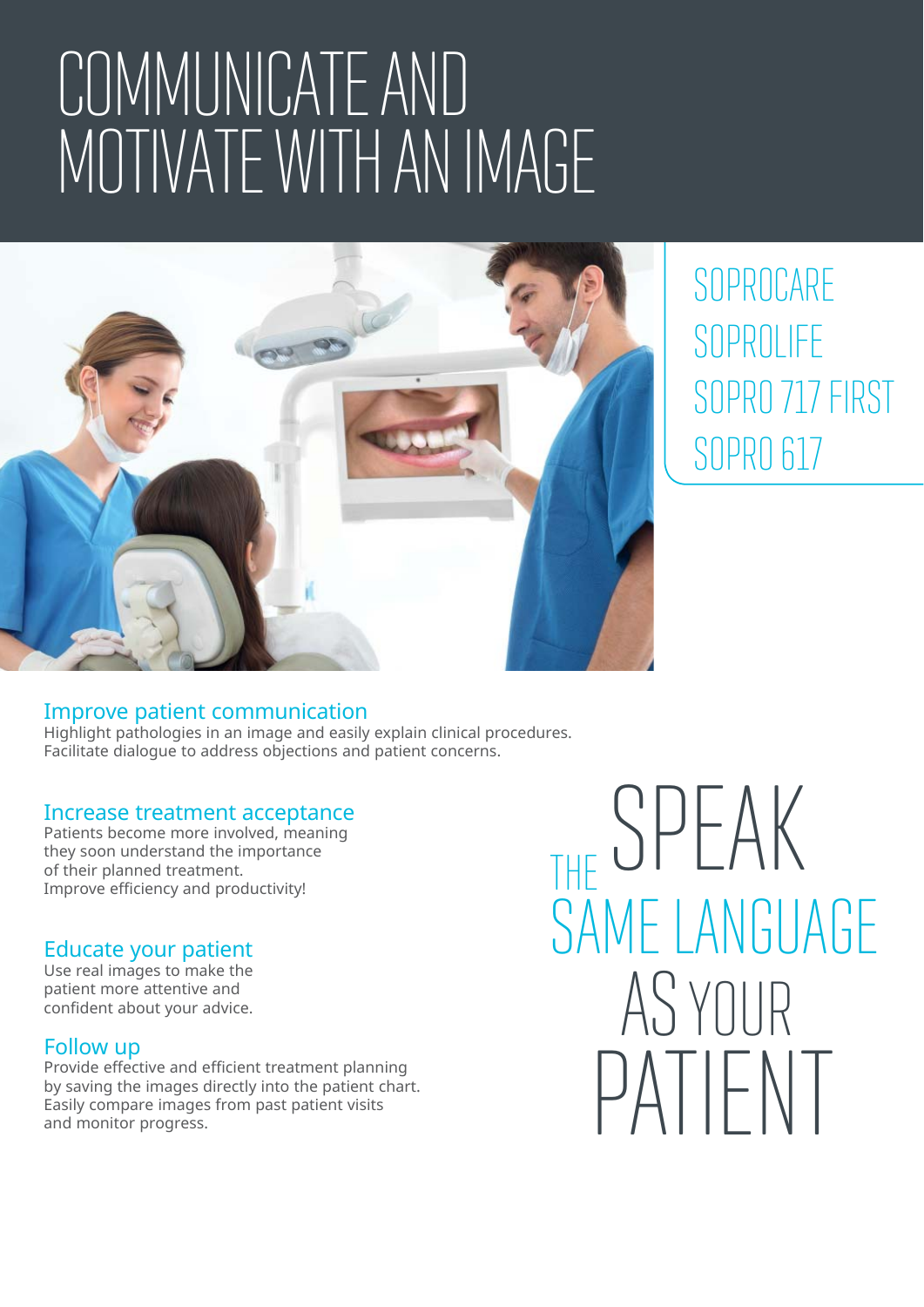# COMMUNICATE AND MOTIVATE WITH AN IMAGE

SOPROCARE
SOPROLIFE
SOPRO 717 FIRST
SOPRO 617

## Improve patient communication

Highlight pathologies in an image and easily explain clinical procedures.
Facilitate dialogue to address objections and patient concerns.

## Increase treatment acceptance

Patients become more involved, meaning they soon understand the importance of their planned treatment.
Improve efficiency and productivity!

## Educate your patient

Use real images to make the patient more attentive and confident about your advice.

## Follow up

Provide effective and efficient treatment planning by saving the images directly into the patient chart.
Easily compare images from past patient visits and monitor progress.

THE SPEAK SAME LANGUAGE AS YOUR PATIENT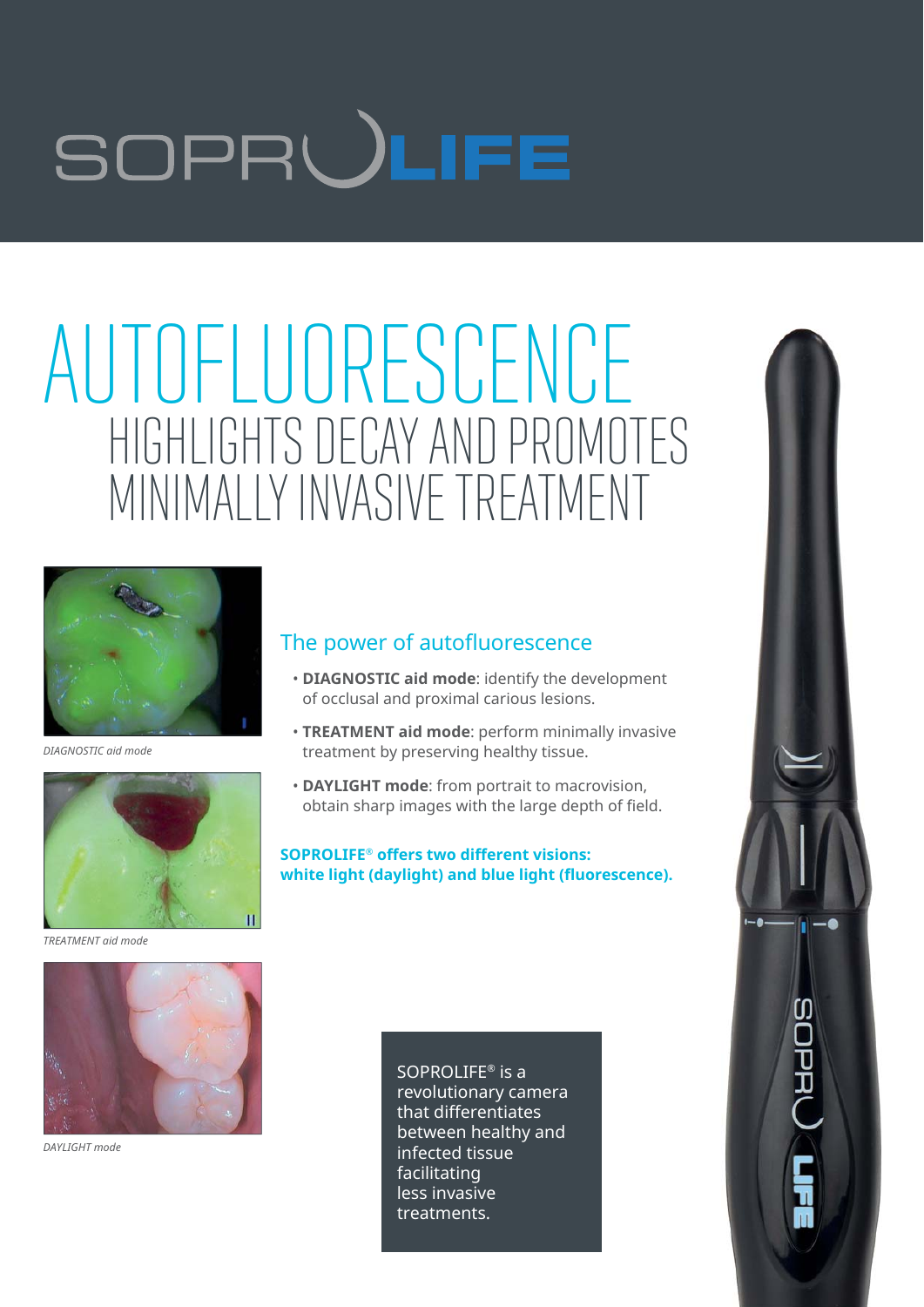# SOPROLIFE

# AUTOFLUORESCENCE

## HIGHLIGHTS DECAY AND PROMOTES MINIMALLY INVASIVE TREATMENT

*DIAGNOSTIC aid mode*

*TREATMENT aid mode*

*DAYLIGHT mode*

### The power of autofluorescence

- **DIAGNOSTIC aid mode**: identify the development of occlusal and proximal carious lesions.
- **TREATMENT aid mode**: perform minimally invasive treatment by preserving healthy tissue.
- **DAYLIGHT mode**: from portrait to macrovision, obtain sharp images with the large depth of field.

**SOPROLIFE® offers two different visions: white light (daylight) and blue light (fluorescence).**

SOPROLIFE® is a revolutionary camera that differentiates between healthy and infected tissue facilitating less invasive treatments.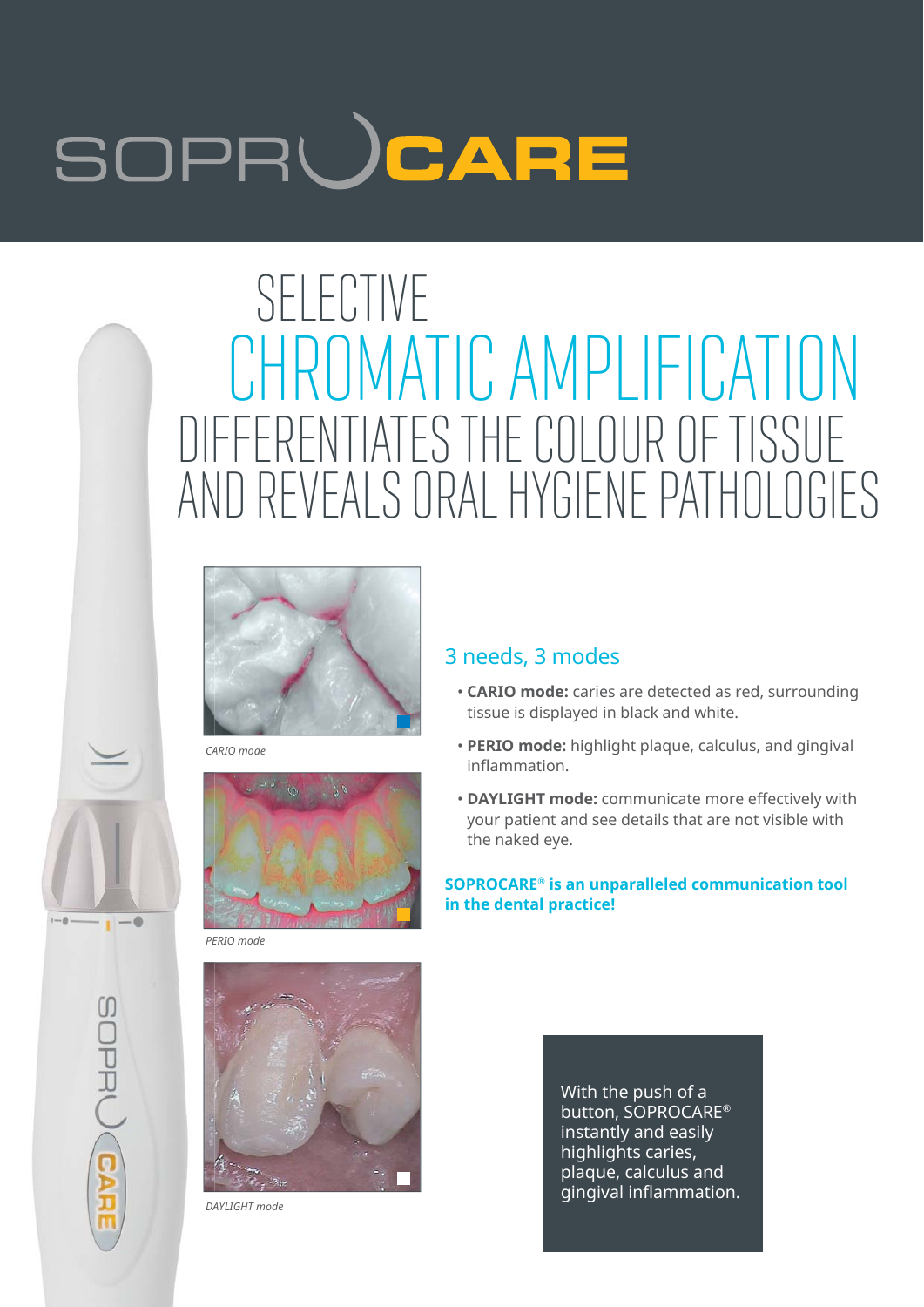# SOPROCARE

# SELECTIVE CHROMATIC AMPLIFICATION DIFFERENTIATES THE COLOUR OF TISSUE AND REVEALS ORAL HYGIENE PATHOLOGIES

*CARIO mode*

*PERIO mode*

*DAYLIGHT mode*

## 3 needs, 3 modes

- **CARIO mode:** caries are detected as red, surrounding tissue is displayed in black and white.
- **PERIO mode:** highlight plaque, calculus, and gingival inflammation.
- **DAYLIGHT mode:** communicate more effectively with your patient and see details that are not visible with the naked eye.

**SOPROCARE® is an unparalleled communication tool in the dental practice!**

With the push of a button, SOPROCARE® instantly and easily highlights caries, plaque, calculus and gingival inflammation.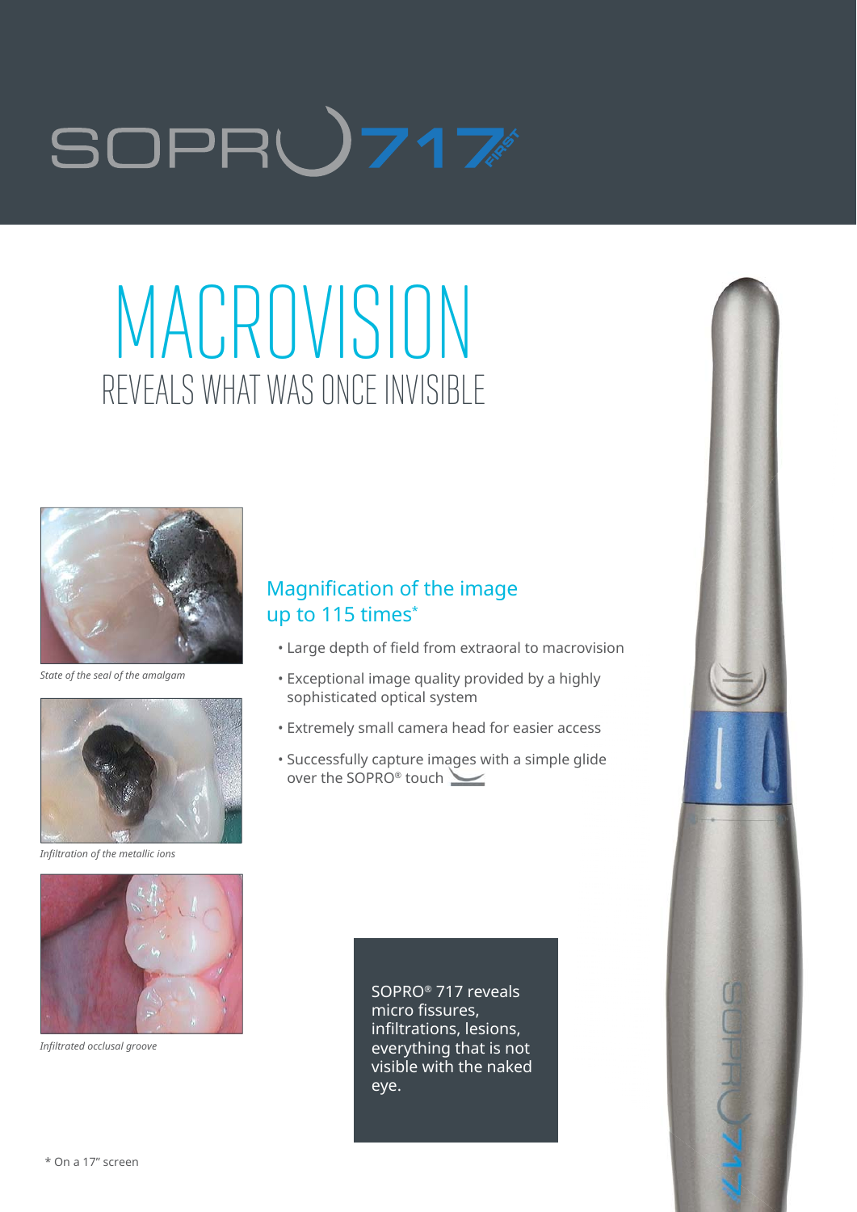# MACROVISION

## REVEALS WHAT WAS ONCE INVISIBLE

*State of the seal of the amalgam*

*Infiltration of the metallic ions*

*Infiltrated occlusal groove*

### Magnification of the image up to 115 times*

- Large depth of field from extraoral to macrovision
- Exceptional image quality provided by a highly sophisticated optical system
- Extremely small camera head for easier access
- Successfully capture images with a simple glide over the SOPRO® touch

SOPRO® 717 reveals micro fissures, infiltrations, lesions, everything that is not visible with the naked eye.

\* On a 17" screen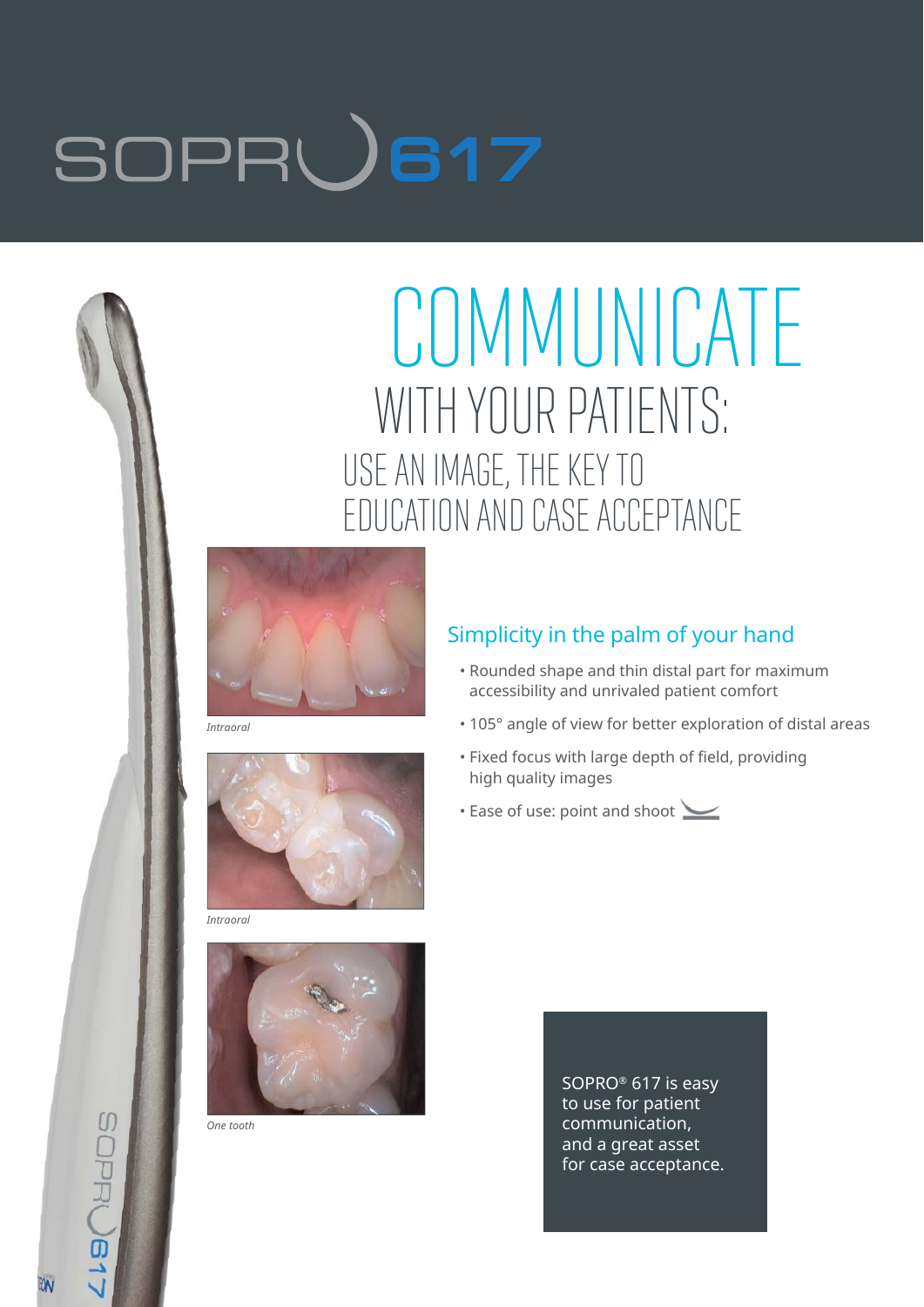# SOPRO 617

# COMMUNICATE

## WITH YOUR PATIENTS:

### USE AN IMAGE, THE KEY TO EDUCATION AND CASE ACCEPTANCE

*Intraoral*

*Intraoral*

*One tooth*

### Simplicity in the palm of your hand

- Rounded shape and thin distal part for maximum accessibility and unrivaled patient comfort
- 105° angle of view for better exploration of distal areas
- Fixed focus with large depth of field, providing high quality images
- Ease of use: point and shoot

SOPRO® 617 is easy to use for patient communication, and a great asset for case acceptance.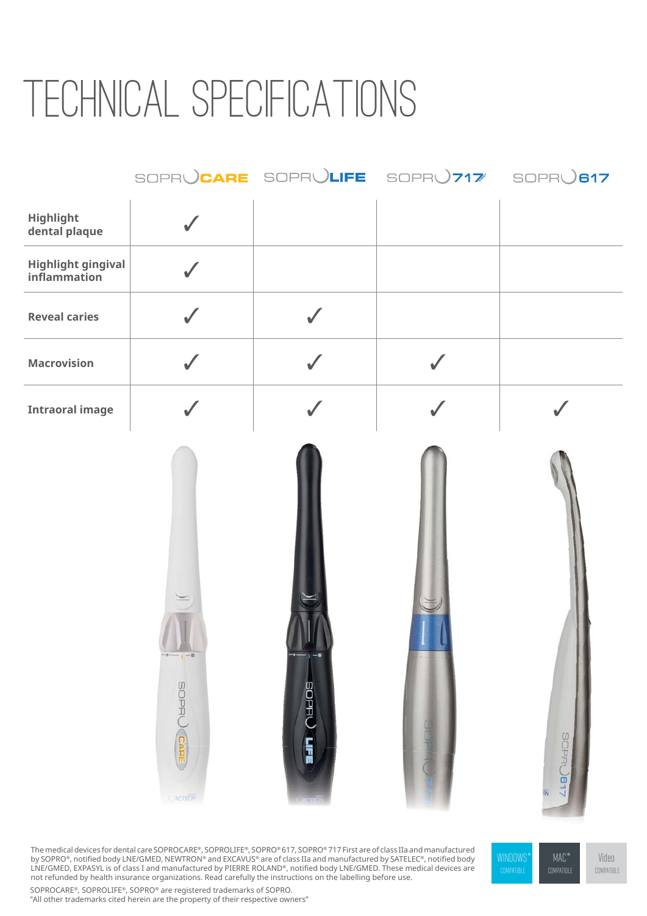# TECHNICAL SPECIFICATIONS

| | SOPROCARE | SOPROLIFE | SOPRO 717 | SOPRO 617 |
|---|---|---|---|---|
| **Highlight dental plaque** | ✓ | | | |
| **Highlight gingival inflammation** | ✓ | | | |
| **Reveal caries** | ✓ | ✓ | | |
| **Macrovision** | ✓ | ✓ | ✓ | |
| **Intraoral image** | ✓ | ✓ | ✓ | ✓ |

The medical devices for dental care SOPROCARE®, SOPROLIFE®, SOPRO® 617, SOPRO® 717 First are of class IIa and manufactured by SOPRO®, notified body LNE/GMED, NEWTRON® and EXCAVUS® are of class IIa and manufactured by SATELEC®, notified body LNE/GMED, EXPASYL is of class I and manufactured by PIERRE ROLAND®, notified body LNE/GMED. These medical devices are not refunded by health insurance organizations. Read carefully the instructions on the labelling before use.

SOPROCARE®, SOPROLIFE®, SOPRO® are registered trademarks of SOPRO.
"All other trademarks cited herein are the property of their respective owners"

WINDOWS® COMPATIBLE | MAC® COMPATIBLE | Video COMPATIBLE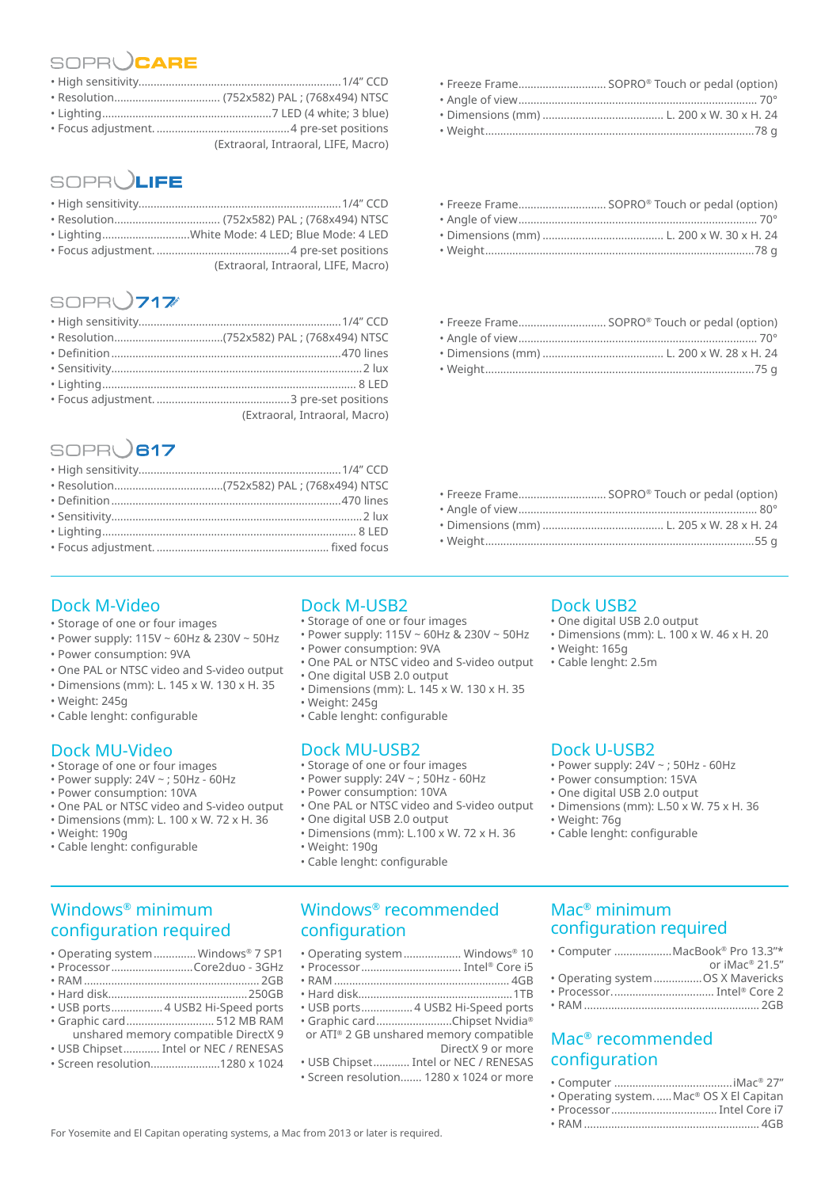## SOPRO CARE

- High sensitivity.................................................1/4" CCD
- Resolution.................................. (752x582) PAL ; (768x494) NTSC
- Lighting..........................................7 LED (4 white; 3 blue)
- Focus adjustment. ..........................................4 pre-set positions (Extraoral, Intraoral, LIFE, Macro)
- Freeze Frame............................ SOPRO® Touch or pedal (option)
- Angle of view.......................................................................... 70°
- Dimensions (mm) ....................................... L. 200 x W. 30 x H. 24
- Weight.........................................................................................78 g

## SOPRO LIFE

- High sensitivity.................................................1/4" CCD
- Resolution.................................. (752x582) PAL ; (768x494) NTSC
- Lighting............................White Mode: 4 LED; Blue Mode: 4 LED
- Focus adjustment. ..........................................4 pre-set positions (Extraoral, Intraoral, LIFE, Macro)
- Freeze Frame............................ SOPRO® Touch or pedal (option)
- Angle of view.......................................................................... 70°
- Dimensions (mm) ....................................... L. 200 x W. 30 x H. 24
- Weight.........................................................................................78 g

## SOPRO 717

- High sensitivity.................................................1/4" CCD
- Resolution..................................(752x582) PAL ; (768x494) NTSC
- Definition..........................................................................470 lines
- Sensitivity.................................................................................2 lux
- Lighting...................................................................................8 LED
- Focus adjustment. ..........................................3 pre-set positions (Extraoral, Intraoral, Macro)
- Freeze Frame............................ SOPRO® Touch or pedal (option)
- Angle of view.......................................................................... 70°
- Dimensions (mm) ....................................... L. 200 x W. 28 x H. 24
- Weight.........................................................................................75 g

## SOPRO 617

- High sensitivity.................................................1/4" CCD
- Resolution..................................(752x582) PAL ; (768x494) NTSC
- Definition..........................................................................470 lines
- Sensitivity.................................................................................2 lux
- Lighting...................................................................................8 LED
- Focus adjustment. ....................................................... fixed focus
- Freeze Frame............................ SOPRO® Touch or pedal (option)
- Angle of view.......................................................................... 80°
- Dimensions (mm) ....................................... L. 205 x W. 28 x H. 24
- Weight.........................................................................................55 g

## Dock M-Video

- Storage of one or four images
- Power supply: 115V ~ 60Hz & 230V ~ 50Hz
- Power consumption: 9VA
- One PAL or NTSC video and S-video output
- Dimensions (mm): L. 145 x W. 130 x H. 35
- Weight: 245g
- Cable lenght: configurable

## Dock M-USB2

- Storage of one or four images
- Power supply: 115V ~ 60Hz & 230V ~ 50Hz
- Power consumption: 9VA
- One PAL or NTSC video and S-video output
- One digital USB 2.0 output
- Dimensions (mm): L. 145 x W. 130 x H. 35
- Weight: 245g
- Cable lenght: configurable

## Dock USB2

- One digital USB 2.0 output
- Dimensions (mm): L. 100 x W. 46 x H. 20
- Weight: 165g
- Cable lenght: 2.5m

## Dock MU-Video

- Storage of one or four images
- Power supply: 24V ~ ; 50Hz - 60Hz
- Power consumption: 10VA
- One PAL or NTSC video and S-video output
- Dimensions (mm): L. 100 x W. 72 x H. 36
- Weight: 190g
- Cable lenght: configurable

## Dock MU-USB2

- Storage of one or four images
- Power supply: 24V ~ ; 50Hz - 60Hz
- Power consumption: 10VA
- One PAL or NTSC video and S-video output
- One digital USB 2.0 output
- Dimensions (mm): L.100 x W. 72 x H. 36
- Weight: 190g
- Cable lenght: configurable

## Dock U-USB2

- Power supply: 24V ~ ; 50Hz - 60Hz
- Power consumption: 15VA
- One digital USB 2.0 output
- Dimensions (mm): L.50 x W. 75 x H. 36
- Weight: 76g
- Cable lenght: configurable

## Windows® minimum configuration required

- Operating system ............. Windows® 7 SP1
- Processor...........................Core2duo - 3GHz
- RAM ..........................................................2GB
- Hard disk..............................................250GB
- USB ports................. 4 USB2 Hi-Speed ports
- Graphic card............................. 512 MB RAM unshared memory compatible DirectX 9
- USB Chipset............ Intel or NEC / RENESAS
- Screen resolution.......................1280 x 1024

## Windows® recommended configuration

- Operating system.................. Windows® 10
- Processor................................ Intel® Core i5
- RAM .........................................................4GB
- Hard disk..................................................1TB
- USB ports................. 4 USB2 Hi-Speed ports
- Graphic card.........................Chipset Nvidia® or ATI® 2 GB unshared memory compatible DirectX 9 or more
- USB Chipset............ Intel or NEC / RENESAS
- Screen resolution....... 1280 x 1024 or more

## Mac® minimum configuration required

- Computer ..................MacBook® Pro 13.3"* or iMac® 21.5"
- Operating system ...............OS X Mavericks
- Processor.................................. Intel® Core 2
- RAM .......................................................... 2GB

## Mac® recommended configuration

- Computer .......................................iMac® 27"
- Operating system......Mac® OS X El Capitan
- Processor.................................. Intel Core i7
- RAM .......................................................... 4GB

For Yosemite and El Capitan operating systems, a Mac from 2013 or later is required.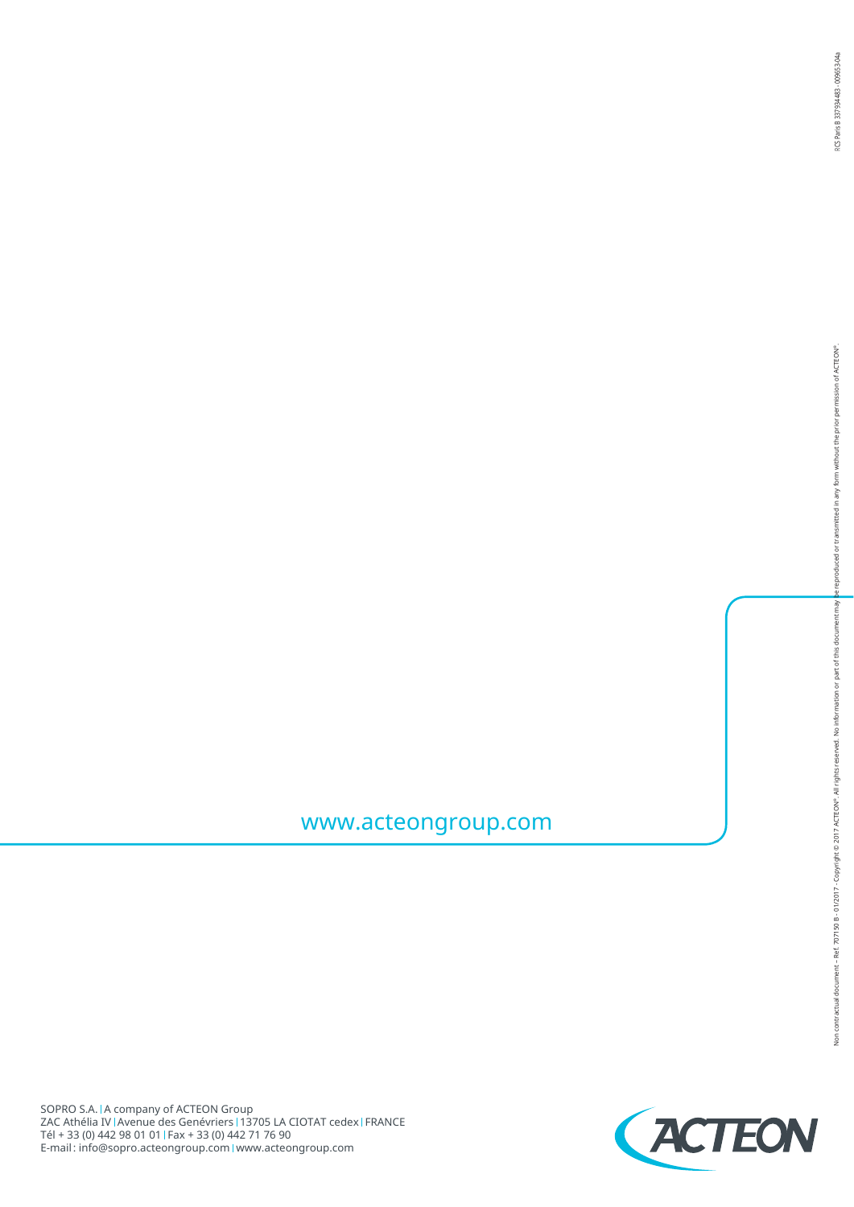www.acteongroup.com

SOPRO S.A. | A company of ACTEON Group
ZAC Athélia IV | Avenue des Genévriers | 13705 LA CIOTAT cedex | FRANCE
Tél + 33 (0) 442 98 01 01 | Fax + 33 (0) 442 71 76 90
E-mail : info@sopro.acteongroup.com | www.acteongroup.com

ACTEON

Non contractual document – Ref. 707150 B - 01/2017 - Copyright © 2017 ACTEON® - All rights reserved. No information or part of this document may be reproduced or transmitted in any form without the prior permission of ACTEON®.

RCS Paris B 337934483 - 00065304a